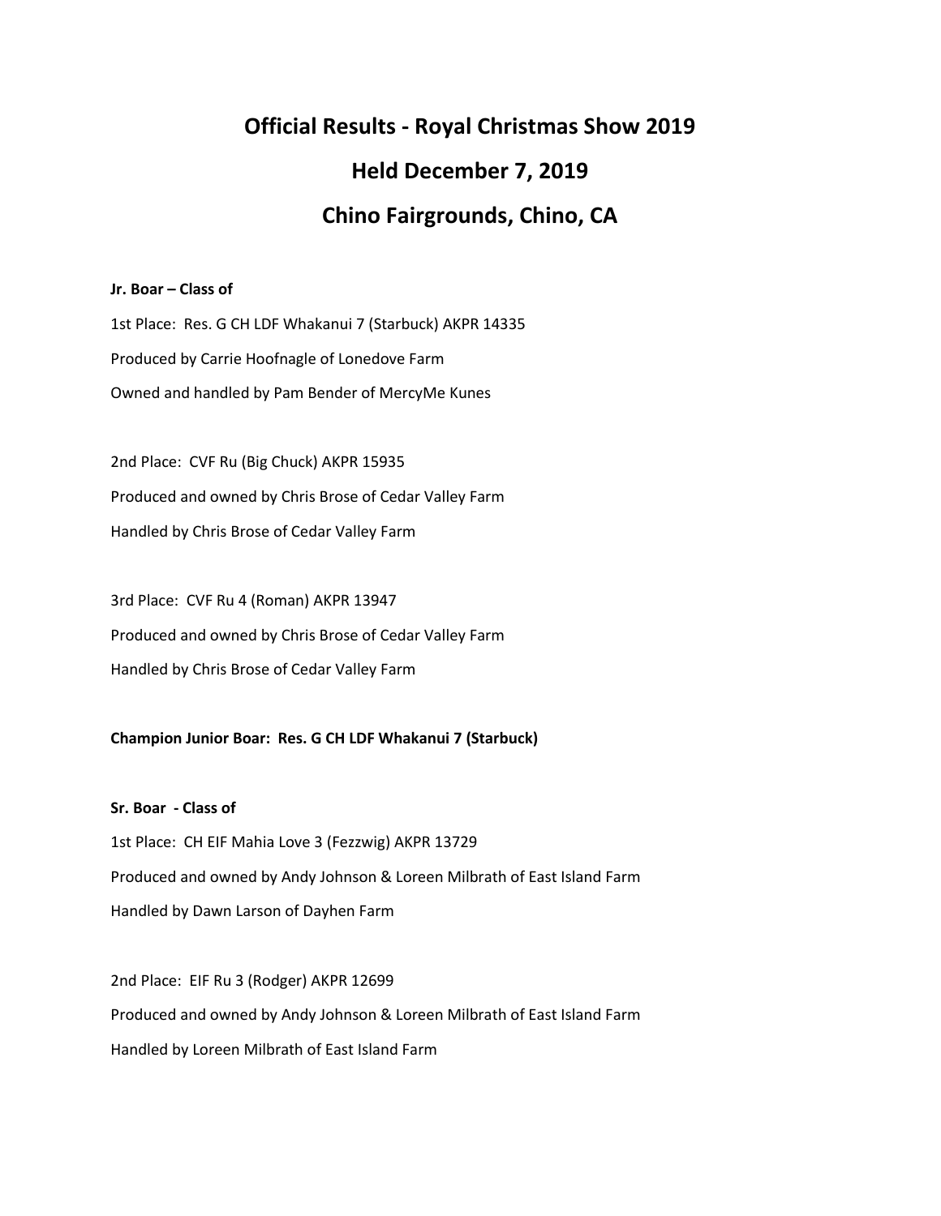# Official Results - Royal Christmas Show 2019

## Held December 7, 2019

## Chino Fairgrounds, Chino, CA

**Jr. Boar – Class of**

1st Place: Res. G CH LDF Whakanui 7 (Starbuck) AKPR 14335

Produced by Carrie Hoofnagle of Lonedove Farm

Owned and handled by Pam Bender of MercyMe Kunes

2nd Place: CVF Ru (Big Chuck) AKPR 15935

Produced and owned by Chris Brose of Cedar Valley Farm

Handled by Chris Brose of Cedar Valley Farm

3rd Place: CVF Ru 4 (Roman) AKPR 13947

Produced and owned by Chris Brose of Cedar Valley Farm

Handled by Chris Brose of Cedar Valley Farm

**Champion Junior Boar: Res. G CH LDF Whakanui 7 (Starbuck)**

**Sr. Boar - Class of**

1st Place: CH EIF Mahia Love 3 (Fezzwig) AKPR 13729

Produced and owned by Andy Johnson & Loreen Milbrath of East Island Farm

Handled by Dawn Larson of Dayhen Farm

2nd Place: EIF Ru 3 (Rodger) AKPR 12699

Produced and owned by Andy Johnson & Loreen Milbrath of East Island Farm

Handled by Loreen Milbrath of East Island Farm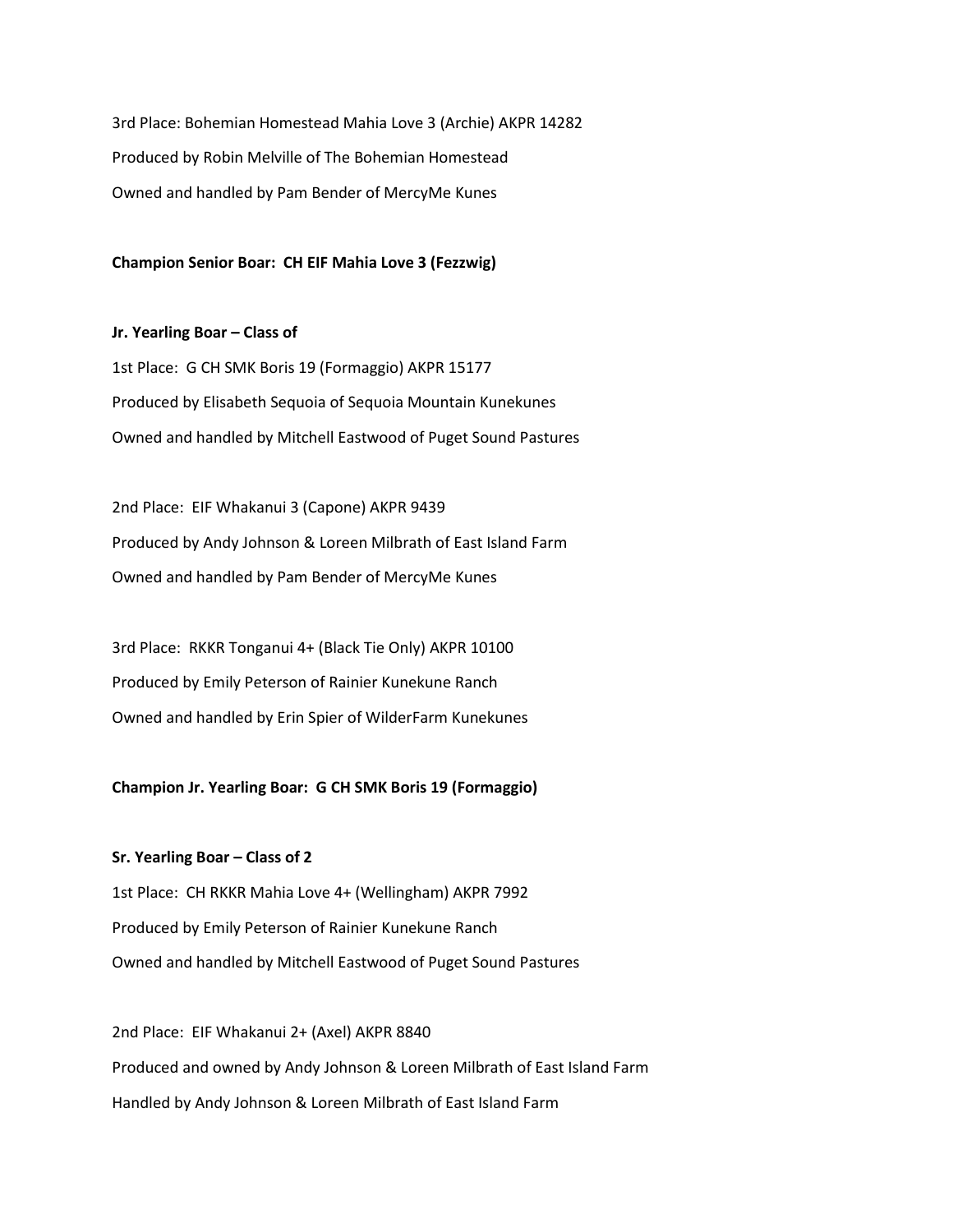3rd Place: Bohemian Homestead Mahia Love 3 (Archie) AKPR 14282

Produced by Robin Melville of The Bohemian Homestead

Owned and handled by Pam Bender of MercyMe Kunes

**Champion Senior Boar: CH EIF Mahia Love 3 (Fezzwig)**

**Jr. Yearling Boar – Class of**

1st Place: G CH SMK Boris 19 (Formaggio) AKPR 15177

Produced by Elisabeth Sequoia of Sequoia Mountain Kunekunes

Owned and handled by Mitchell Eastwood of Puget Sound Pastures

2nd Place: EIF Whakanui 3 (Capone) AKPR 9439

Produced by Andy Johnson & Loreen Milbrath of East Island Farm

Owned and handled by Pam Bender of MercyMe Kunes

3rd Place: RKKR Tonganui 4+ (Black Tie Only) AKPR 10100

Produced by Emily Peterson of Rainier Kunekune Ranch

Owned and handled by Erin Spier of WilderFarm Kunekunes

**Champion Jr. Yearling Boar: G CH SMK Boris 19 (Formaggio)**

**Sr. Yearling Boar – Class of 2**

1st Place: CH RKKR Mahia Love 4+ (Wellingham) AKPR 7992

Produced by Emily Peterson of Rainier Kunekune Ranch

Owned and handled by Mitchell Eastwood of Puget Sound Pastures

2nd Place: EIF Whakanui 2+ (Axel) AKPR 8840

Produced and owned by Andy Johnson & Loreen Milbrath of East Island Farm

Handled by Andy Johnson & Loreen Milbrath of East Island Farm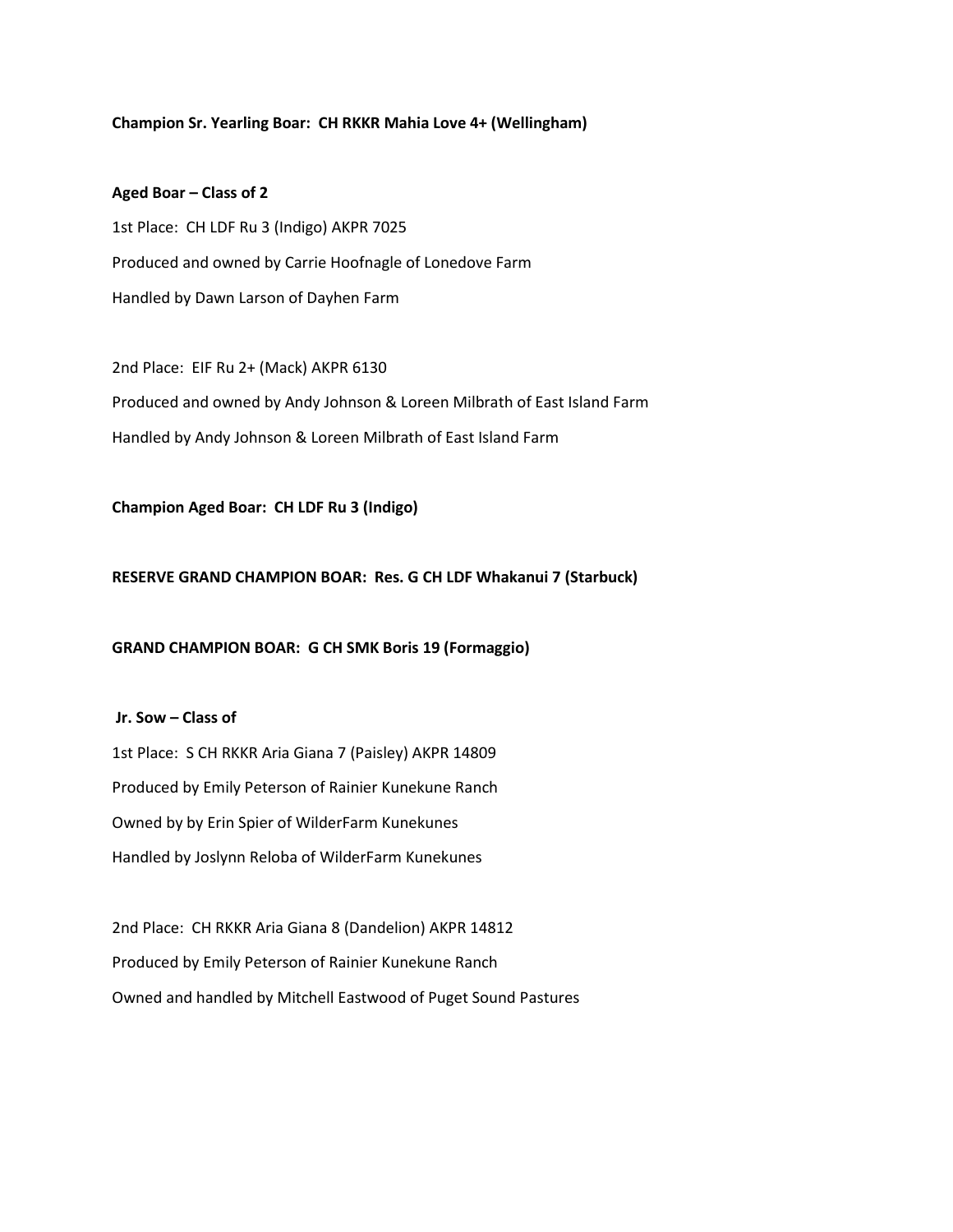**Champion Sr. Yearling Boar: CH RKKR Mahia Love 4+ (Wellingham)**

**Aged Boar – Class of 2**

1st Place: CH LDF Ru 3 (Indigo) AKPR 7025

Produced and owned by Carrie Hoofnagle of Lonedove Farm

Handled by Dawn Larson of Dayhen Farm

2nd Place: EIF Ru 2+ (Mack) AKPR 6130

Produced and owned by Andy Johnson & Loreen Milbrath of East Island Farm

Handled by Andy Johnson & Loreen Milbrath of East Island Farm

**Champion Aged Boar: CH LDF Ru 3 (Indigo)**

**RESERVE GRAND CHAMPION BOAR: Res. G CH LDF Whakanui 7 (Starbuck)**

**GRAND CHAMPION BOAR: G CH SMK Boris 19 (Formaggio)**

**Jr. Sow – Class of**

1st Place: S CH RKKR Aria Giana 7 (Paisley) AKPR 14809

Produced by Emily Peterson of Rainier Kunekune Ranch

Owned by by Erin Spier of WilderFarm Kunekunes

Handled by Joslynn Reloba of WilderFarm Kunekunes

2nd Place: CH RKKR Aria Giana 8 (Dandelion) AKPR 14812

Produced by Emily Peterson of Rainier Kunekune Ranch

Owned and handled by Mitchell Eastwood of Puget Sound Pastures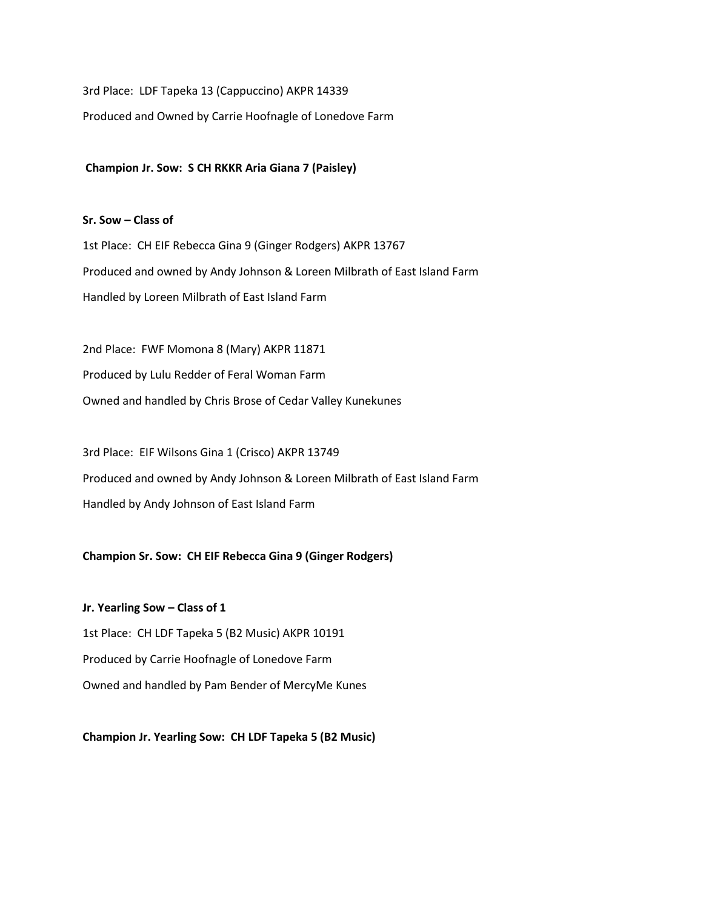3rd Place: LDF Tapeka 13 (Cappuccino) AKPR 14339

Produced and Owned by Carrie Hoofnagle of Lonedove Farm

**Champion Jr. Sow: S CH RKKR Aria Giana 7 (Paisley)**

**Sr. Sow – Class of**

1st Place: CH EIF Rebecca Gina 9 (Ginger Rodgers) AKPR 13767

Produced and owned by Andy Johnson & Loreen Milbrath of East Island Farm

Handled by Loreen Milbrath of East Island Farm

2nd Place: FWF Momona 8 (Mary) AKPR 11871

Produced by Lulu Redder of Feral Woman Farm

Owned and handled by Chris Brose of Cedar Valley Kunekunes

3rd Place: EIF Wilsons Gina 1 (Crisco) AKPR 13749

Produced and owned by Andy Johnson & Loreen Milbrath of East Island Farm

Handled by Andy Johnson of East Island Farm

**Champion Sr. Sow: CH EIF Rebecca Gina 9 (Ginger Rodgers)**

**Jr. Yearling Sow – Class of 1**

1st Place: CH LDF Tapeka 5 (B2 Music) AKPR 10191

Produced by Carrie Hoofnagle of Lonedove Farm

Owned and handled by Pam Bender of MercyMe Kunes

**Champion Jr. Yearling Sow: CH LDF Tapeka 5 (B2 Music)**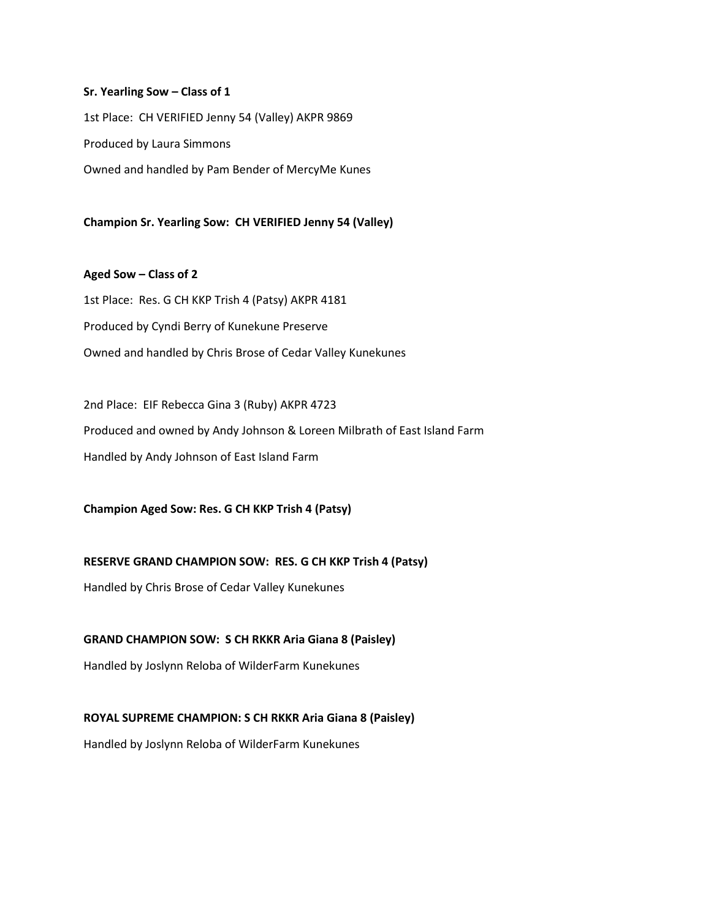**Sr. Yearling Sow – Class of 1**

1st Place: CH VERIFIED Jenny 54 (Valley) AKPR 9869

Produced by Laura Simmons

Owned and handled by Pam Bender of MercyMe Kunes

**Champion Sr. Yearling Sow: CH VERIFIED Jenny 54 (Valley)**

**Aged Sow – Class of 2**

1st Place: Res. G CH KKP Trish 4 (Patsy) AKPR 4181

Produced by Cyndi Berry of Kunekune Preserve

Owned and handled by Chris Brose of Cedar Valley Kunekunes

2nd Place: EIF Rebecca Gina 3 (Ruby) AKPR 4723

Produced and owned by Andy Johnson & Loreen Milbrath of East Island Farm

Handled by Andy Johnson of East Island Farm

**Champion Aged Sow: Res. G CH KKP Trish 4 (Patsy)**

**RESERVE GRAND CHAMPION SOW: RES. G CH KKP Trish 4 (Patsy)**

Handled by Chris Brose of Cedar Valley Kunekunes

**GRAND CHAMPION SOW: S CH RKKR Aria Giana 8 (Paisley)**

Handled by Joslynn Reloba of WilderFarm Kunekunes

**ROYAL SUPREME CHAMPION: S CH RKKR Aria Giana 8 (Paisley)**

Handled by Joslynn Reloba of WilderFarm Kunekunes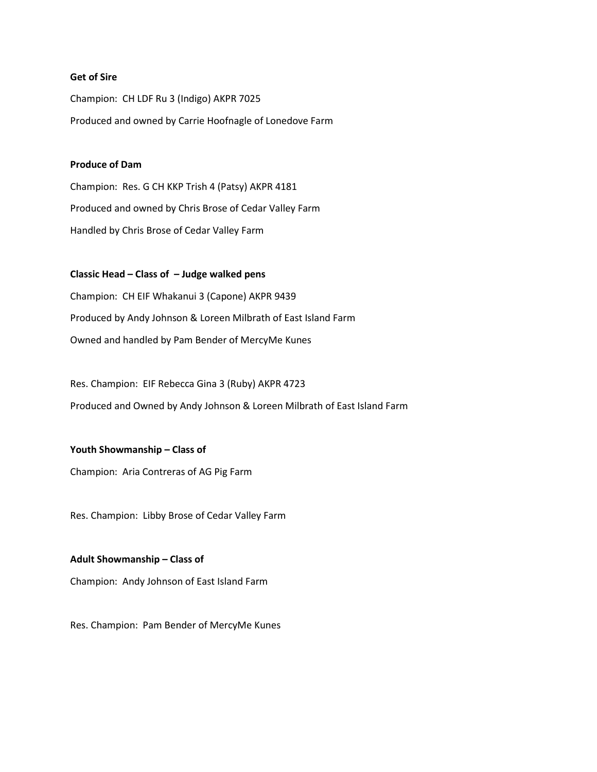**Get of Sire**

Champion: CH LDF Ru 3 (Indigo) AKPR 7025

Produced and owned by Carrie Hoofnagle of Lonedove Farm

**Produce of Dam**

Champion: Res. G CH KKP Trish 4 (Patsy) AKPR 4181

Produced and owned by Chris Brose of Cedar Valley Farm

Handled by Chris Brose of Cedar Valley Farm

**Classic Head – Class of – Judge walked pens**

Champion: CH EIF Whakanui 3 (Capone) AKPR 9439

Produced by Andy Johnson & Loreen Milbrath of East Island Farm

Owned and handled by Pam Bender of MercyMe Kunes

Res. Champion: EIF Rebecca Gina 3 (Ruby) AKPR 4723

Produced and Owned by Andy Johnson & Loreen Milbrath of East Island Farm

**Youth Showmanship – Class of**

Champion: Aria Contreras of AG Pig Farm

Res. Champion: Libby Brose of Cedar Valley Farm

**Adult Showmanship – Class of**

Champion: Andy Johnson of East Island Farm

Res. Champion: Pam Bender of MercyMe Kunes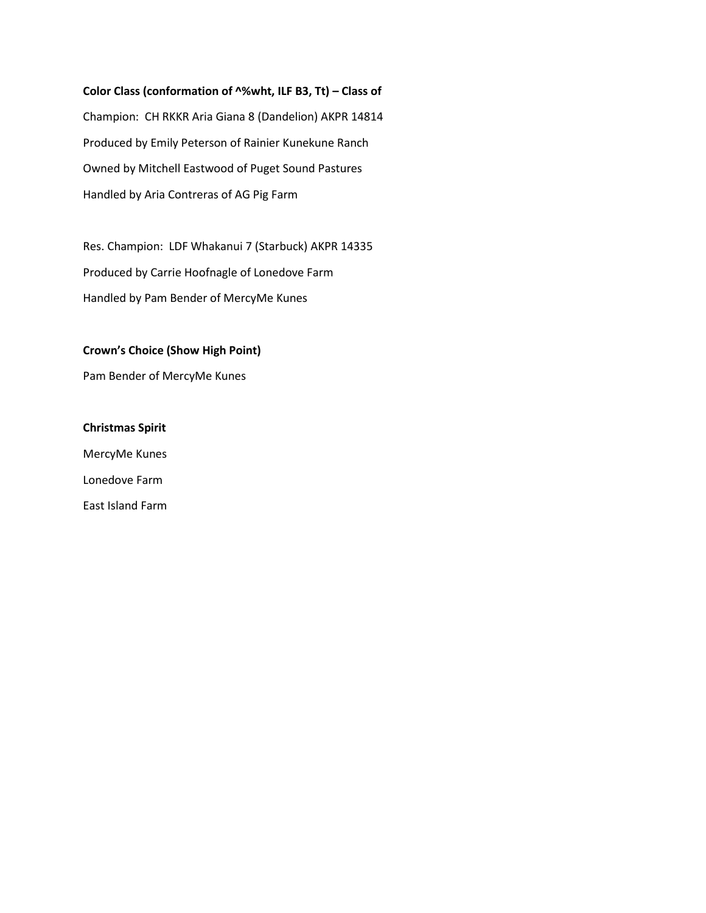**Color Class (conformation of ^%wht, ILF B3, Tt) – Class of**

Champion: CH RKKR Aria Giana 8 (Dandelion) AKPR 14814

Produced by Emily Peterson of Rainier Kunekune Ranch

Owned by Mitchell Eastwood of Puget Sound Pastures

Handled by Aria Contreras of AG Pig Farm

Res. Champion: LDF Whakanui 7 (Starbuck) AKPR 14335

Produced by Carrie Hoofnagle of Lonedove Farm

Handled by Pam Bender of MercyMe Kunes

**Crown's Choice (Show High Point)**

Pam Bender of MercyMe Kunes

**Christmas Spirit**

MercyMe Kunes

Lonedove Farm

East Island Farm